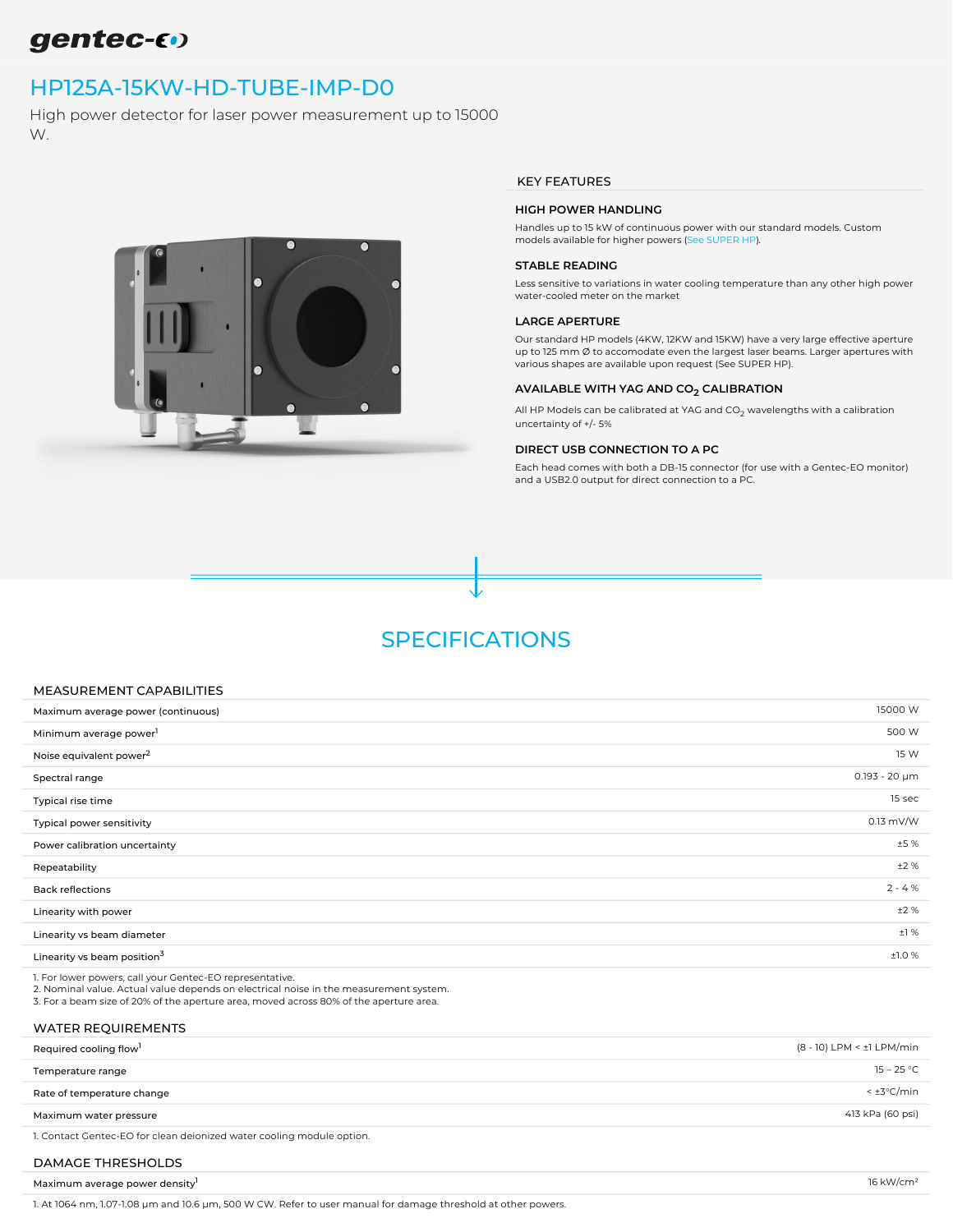gentec-eo

# HP125A-15KW-HD-TUBE-IMP-D0

High power detector for laser power measurement up to 15000 W.

## KEY FEATURES

### HIGH POWER HANDLING

Handles up to 15 kW of continuous power with our standard models. Custom models available for higher powers (See SUPER HP).

### STABLE READING

Less sensitive to variations in water cooling temperature than any other high power water-cooled meter on the market

### LARGE APERTURE

Our standard HP models (4KW, 12KW and 15KW) have a very large effective aperture up to 125 mm Ø to accomodate even the largest laser beams. Larger apertures with various shapes are available upon request (See SUPER HP).

### AVAILABLE WITH YAG AND $CO_2$ CALIBRATION

All HP Models can be calibrated at YAG and $CO_2$ wavelengths with a calibration uncertainty of +/- 5%

### DIRECT USB CONNECTION TO A PC

Each head comes with both a DB-15 connector (for use with a Gentec-EO monitor) and a USB2.0 output for direct connection to a PC.

## SPECIFICATIONS

### MEASUREMENT CAPABILITIES

| | |
|---|---|
| Maximum average power (continuous) | 15000 W |
| Minimum average power[1] | 500 W |
| Noise equivalent power[2] | 15 W |
| Spectral range | 0.193 - 20 µm |
| Typical rise time | 15 sec |
| Typical power sensitivity | 0.13 mV/W |
| Power calibration uncertainty | ±5 % |
| Repeatability | ±2 % |
| Back reflections | 2 - 4 % |
| Linearity with power | ±2 % |
| Linearity vs beam diameter | ±1 % |
| Linearity vs beam position[3] | ±1.0 % |

1. For lower powers, call your Gentec-EO representative.
2. Nominal value. Actual value depends on electrical noise in the measurement system.
3. For a beam size of 20% of the aperture area, moved across 80% of the aperture area.

### WATER REQUIREMENTS

| | |
|---|---|
| Required cooling flow[1] | (8 - 10) LPM < ±1 LPM/min |
| Temperature range | 15 – 25 °C |
| Rate of temperature change | < ±3°C/min |
| Maximum water pressure | 413 kPa (60 psi) |

1. Contact Gentec-EO for clean deionized water cooling module option.

### DAMAGE THRESHOLDS

| | |
|---|---|
| Maximum average power density[1] | 16 kW/cm² |

1. At 1064 nm, 1.07-1.08 µm and 10.6 µm, 500 W CW. Refer to user manual for damage threshold at other powers.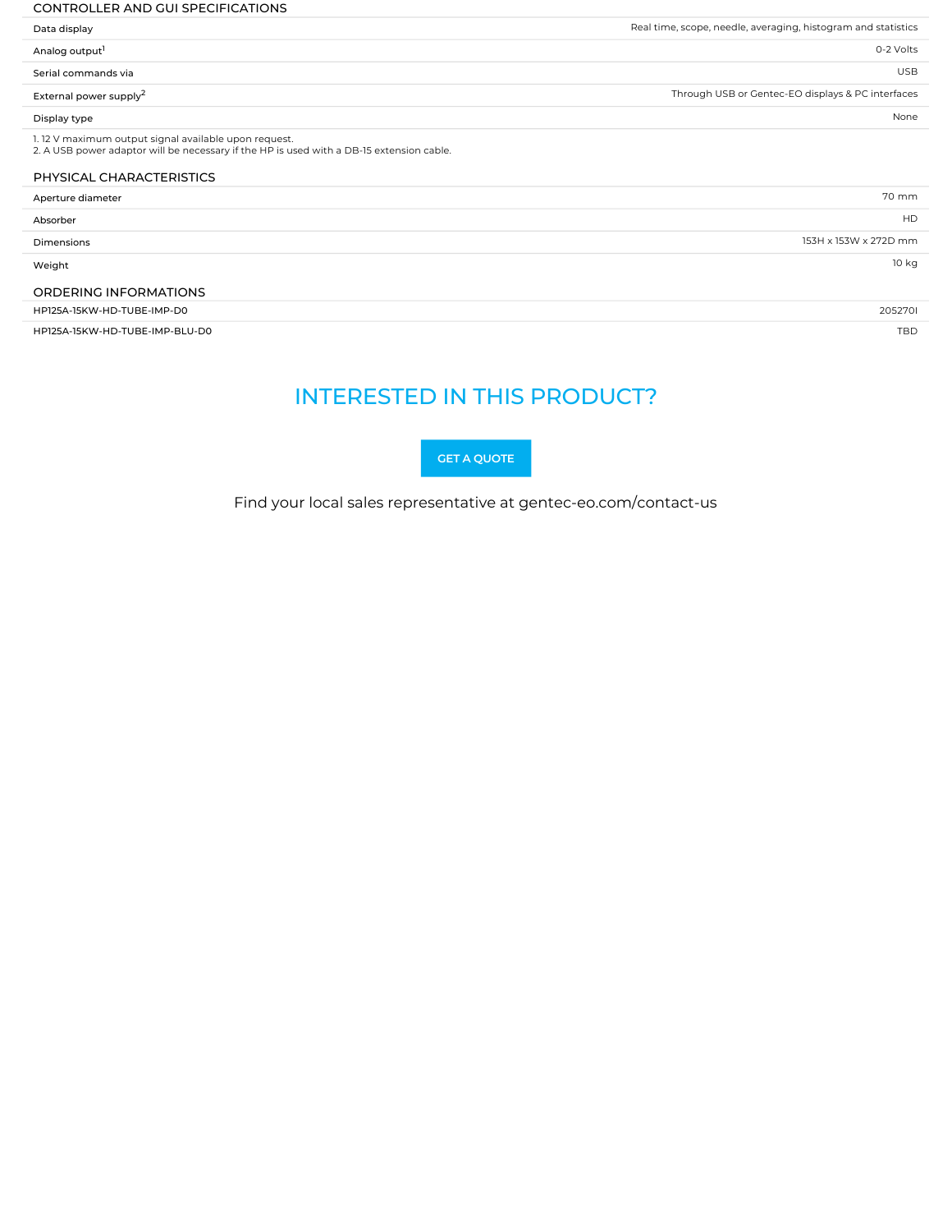## CONTROLLER AND GUI SPECIFICATIONS

| | |
|---|---|
| Data display | Real time, scope, needle, averaging, histogram and statistics |
| Analog output[1] | 0-2 Volts |
| Serial commands via | USB |
| External power supply[2] | Through USB or Gentec-EO displays & PC interfaces |
| Display type | None |

1. 12 V maximum output signal available upon request.
2. A USB power adaptor will be necessary if the HP is used with a DB-15 extension cable.

## PHYSICAL CHARACTERISTICS

| | |
|---|---|
| Aperture diameter | 70 mm |
| Absorber | HD |
| Dimensions | 153H x 153W x 272D mm |
| Weight | 10 kg |

## ORDERING INFORMATIONS

| | |
|---|---|
| HP125A-15KW-HD-TUBE-IMP-D0 | 205270I |
| HP125A-15KW-HD-TUBE-IMP-BLU-D0 | TBD |

## INTERESTED IN THIS PRODUCT?

GET A QUOTE

Find your local sales representative at gentec-eo.com/contact-us